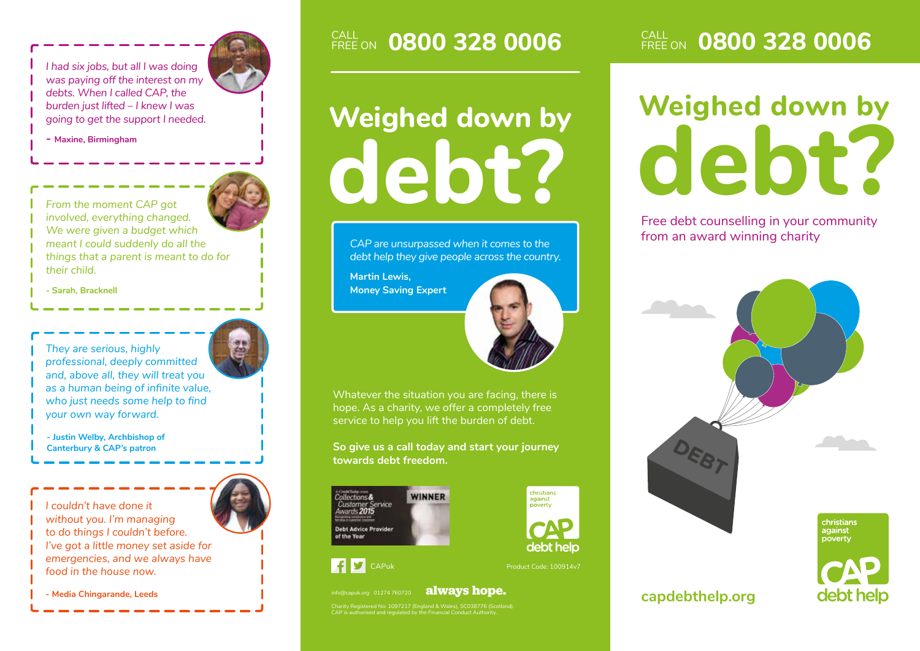> *I had six jobs, but all I was doing was paying off the interest on my debts. When I called CAP, the burden just lifted – I knew I was going to get the support I needed.*
>
> **- Maxine, Birmingham**

> *From the moment CAP got involved, everything changed. We were given a budget which meant I could suddenly do all the things that a parent is meant to do for their child.*
>
> **- Sarah, Bracknell**

> *They are serious, highly professional, deeply committed and, above all, they will treat you as a human being of infinite value, who just needs some help to find your own way forward.*
>
> **- Justin Welby, Archbishop of Canterbury & CAP's patron**

> *I couldn't have done it without you. I'm managing to do things I couldn't before. I've got a little money set aside for emergencies, and we always have food in the house now.*
>
> **- Media Chingarande, Leeds**

CALL FREE ON **0800 328 0006**

# Weighed down by debt?

> *CAP are unsurpassed when it comes to the debt help they give people across the country.*
>
> **Martin Lewis, Money Saving Expert**

Whatever the situation you are facing, there is hope. As a charity, we offer a completely free service to help you lift the burden of debt.

**So give us a call today and start your journey towards debt freedom.**

A Credit Today event Collections & Customer Service Awards 2015 — WINNER — Debt Advice Provider of the Year

christians against poverty
CAP debt help

CAPuk

Product Code: 100914v7

info@capuk.org 01274 760720 **always hope.**

Charity Registered No: 1097217 (England & Wales), SC038776 (Scotland). CAP is authorised and regulated by the Financial Conduct Authority.

CALL FREE ON **0800 328 0006**

# Weighed down by debt?

Free debt counselling in your community from an award winning charity

DEBT

**capdebthelp.org**

christians against poverty
CAP debt help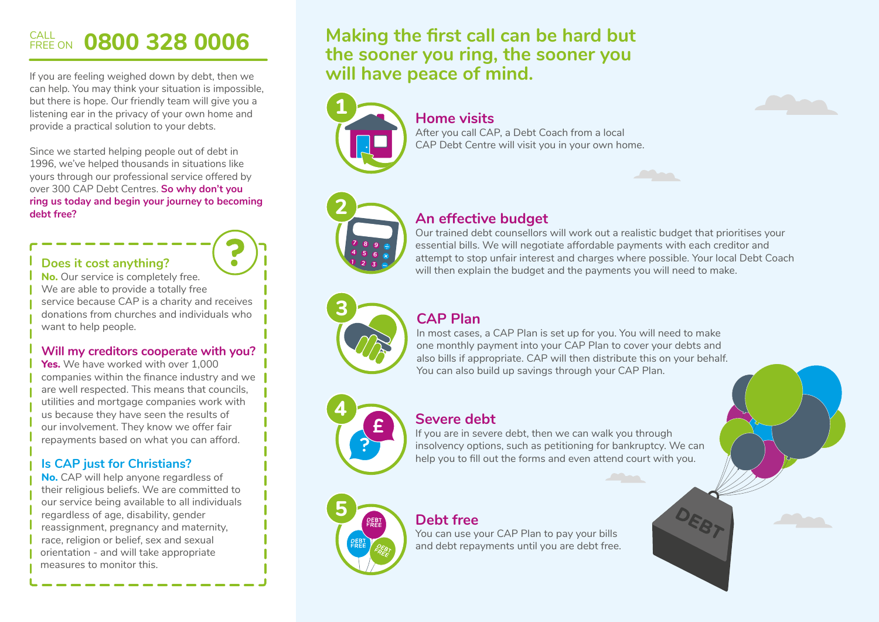CALL FREE ON **0800 328 0006**

If you are feeling weighed down by debt, then we can help. You may think your situation is impossible, but there is hope. Our friendly team will give you a listening ear in the privacy of your own home and provide a practical solution to your debts.

Since we started helping people out of debt in 1996, we've helped thousands in situations like yours through our professional service offered by over 300 CAP Debt Centres. **So why don't you ring us today and begin your journey to becoming debt free?**

### Does it cost anything?

**No.** Our service is completely free. We are able to provide a totally free service because CAP is a charity and receives donations from churches and individuals who want to help people.

### Will my creditors cooperate with you?

**Yes.** We have worked with over 1,000 companies within the finance industry and we are well respected. This means that councils, utilities and mortgage companies work with us because they have seen the results of our involvement. They know we offer fair repayments based on what you can afford.

### Is CAP just for Christians?

**No.** CAP will help anyone regardless of their religious beliefs. We are committed to our service being available to all individuals regardless of age, disability, gender reassignment, pregnancy and maternity, race, religion or belief, sex and sexual orientation - and will take appropriate measures to monitor this.

## Making the first call can be hard but the sooner you ring, the sooner you will have peace of mind.

### 1 Home visits

After you call CAP, a Debt Coach from a local CAP Debt Centre will visit you in your own home.

### 2 An effective budget

Our trained debt counsellors will work out a realistic budget that prioritises your essential bills. We will negotiate affordable payments with each creditor and attempt to stop unfair interest and charges where possible. Your local Debt Coach will then explain the budget and the payments you will need to make.

### 3 CAP Plan

In most cases, a CAP Plan is set up for you. You will need to make one monthly payment into your CAP Plan to cover your debts and also bills if appropriate. CAP will then distribute this on your behalf. You can also build up savings through your CAP Plan.

### 4 Severe debt

If you are in severe debt, then we can walk you through insolvency options, such as petitioning for bankruptcy. We can help you to fill out the forms and even attend court with you.

### 5 Debt free

You can use your CAP Plan to pay your bills and debt repayments until you are debt free.